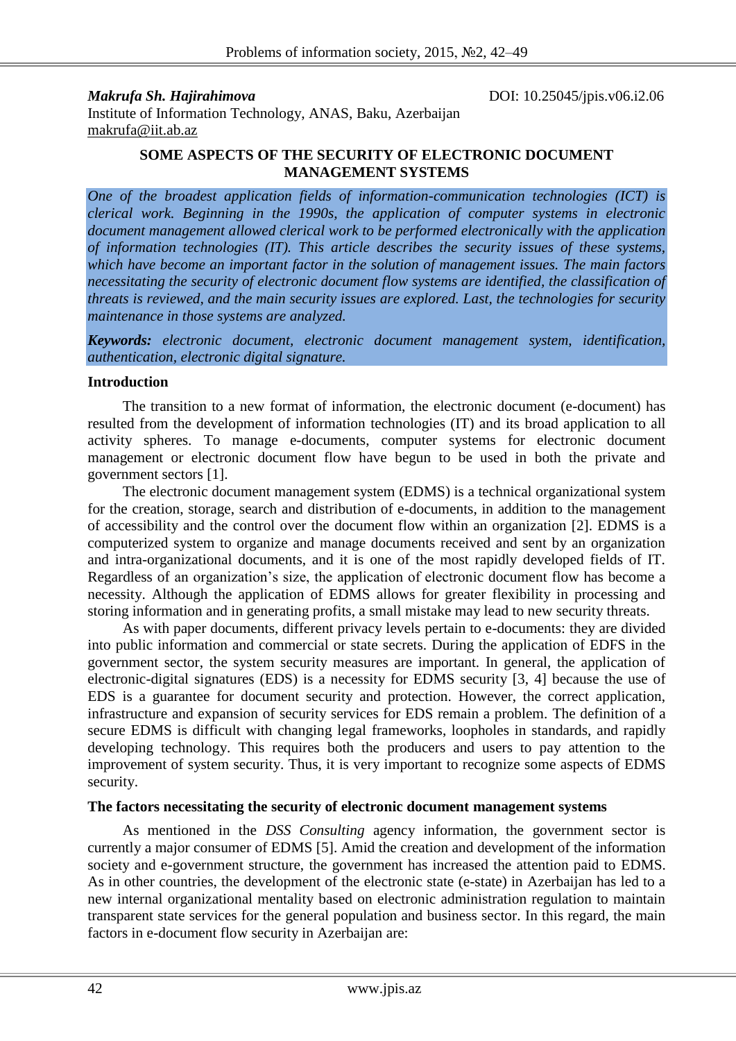***Makrufa Sh. Hajirahimova***

DOI: 10.25045/jpis.v06.i2.06

Institute of Information Technology, ANAS, Baku, Azerbaijan
makrufa@iit.ab.az

# SOME ASPECTS OF THE SECURITY OF ELECTRONIC DOCUMENT MANAGEMENT SYSTEMS

*One of the broadest application fields of information-communication technologies (ICT) is clerical work. Beginning in the 1990s, the application of computer systems in electronic document management allowed clerical work to be performed electronically with the application of information technologies (IT). This article describes the security issues of these systems, which have become an important factor in the solution of management issues. The main factors necessitating the security of electronic document flow systems are identified, the classification of threats is reviewed, and the main security issues are explored. Last, the technologies for security maintenance in those systems are analyzed.*

***Keywords:*** *electronic document, electronic document management system, identification, authentication, electronic digital signature.*

## Introduction

The transition to a new format of information, the electronic document (e-document) has resulted from the development of information technologies (IT) and its broad application to all activity spheres. To manage e-documents, computer systems for electronic document management or electronic document flow have begun to be used in both the private and government sectors [1].

The electronic document management system (EDMS) is a technical organizational system for the creation, storage, search and distribution of e-documents, in addition to the management of accessibility and the control over the document flow within an organization [2]. EDMS is a computerized system to organize and manage documents received and sent by an organization and intra-organizational documents, and it is one of the most rapidly developed fields of IT. Regardless of an organization's size, the application of electronic document flow has become a necessity. Although the application of EDMS allows for greater flexibility in processing and storing information and in generating profits, a small mistake may lead to new security threats.

As with paper documents, different privacy levels pertain to e-documents: they are divided into public information and commercial or state secrets. During the application of EDFS in the government sector, the system security measures are important. In general, the application of electronic-digital signatures (EDS) is a necessity for EDMS security [3, 4] because the use of EDS is a guarantee for document security and protection. However, the correct application, infrastructure and expansion of security services for EDS remain a problem. The definition of a secure EDMS is difficult with changing legal frameworks, loopholes in standards, and rapidly developing technology. This requires both the producers and users to pay attention to the improvement of system security. Thus, it is very important to recognize some aspects of EDMS security.

## The factors necessitating the security of electronic document management systems

As mentioned in the *DSS Consulting* agency information, the government sector is currently a major consumer of EDMS [5]. Amid the creation and development of the information society and e-government structure, the government has increased the attention paid to EDMS. As in other countries, the development of the electronic state (e-state) in Azerbaijan has led to a new internal organizational mentality based on electronic administration regulation to maintain transparent state services for the general population and business sector. In this regard, the main factors in e-document flow security in Azerbaijan are: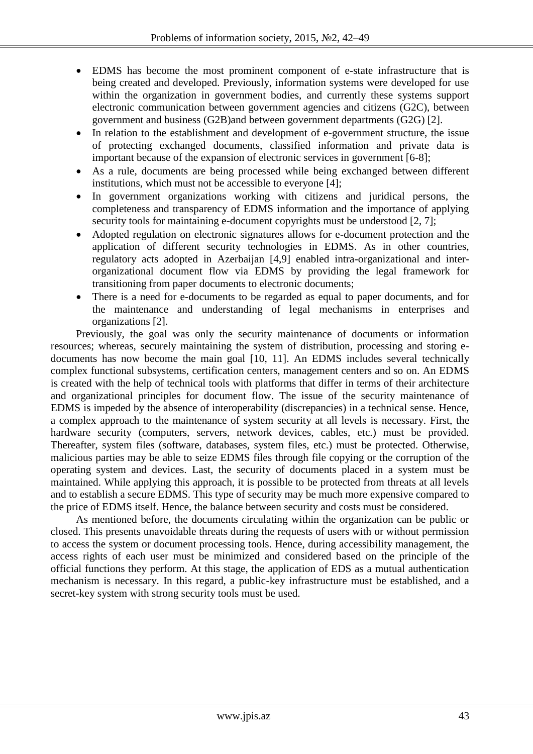- EDMS has become the most prominent component of e-state infrastructure that is being created and developed. Previously, information systems were developed for use within the organization in government bodies, and currently these systems support electronic communication between government agencies and citizens (G2C), between government and business (G2B)and between government departments (G2G) [2].
- In relation to the establishment and development of e-government structure, the issue of protecting exchanged documents, classified information and private data is important because of the expansion of electronic services in government [6-8];
- As a rule, documents are being processed while being exchanged between different institutions, which must not be accessible to everyone [4];
- In government organizations working with citizens and juridical persons, the completeness and transparency of EDMS information and the importance of applying security tools for maintaining e-document copyrights must be understood [2, 7];
- Adopted regulation on electronic signatures allows for e-document protection and the application of different security technologies in EDMS. As in other countries, regulatory acts adopted in Azerbaijan [4,9] enabled intra-organizational and inter-organizational document flow via EDMS by providing the legal framework for transitioning from paper documents to electronic documents;
- There is a need for e-documents to be regarded as equal to paper documents, and for the maintenance and understanding of legal mechanisms in enterprises and organizations [2].

Previously, the goal was only the security maintenance of documents or information resources; whereas, securely maintaining the system of distribution, processing and storing e-documents has now become the main goal [10, 11]. An EDMS includes several technically complex functional subsystems, certification centers, management centers and so on. An EDMS is created with the help of technical tools with platforms that differ in terms of their architecture and organizational principles for document flow. The issue of the security maintenance of EDMS is impeded by the absence of interoperability (discrepancies) in a technical sense. Hence, a complex approach to the maintenance of system security at all levels is necessary. First, the hardware security (computers, servers, network devices, cables, etc.) must be provided. Thereafter, system files (software, databases, system files, etc.) must be protected. Otherwise, malicious parties may be able to seize EDMS files through file copying or the corruption of the operating system and devices. Last, the security of documents placed in a system must be maintained. While applying this approach, it is possible to be protected from threats at all levels and to establish a secure EDMS. This type of security may be much more expensive compared to the price of EDMS itself. Hence, the balance between security and costs must be considered.

As mentioned before, the documents circulating within the organization can be public or closed. This presents unavoidable threats during the requests of users with or without permission to access the system or document processing tools. Hence, during accessibility management, the access rights of each user must be minimized and considered based on the principle of the official functions they perform. At this stage, the application of EDS as a mutual authentication mechanism is necessary. In this regard, a public-key infrastructure must be established, and a secret-key system with strong security tools must be used.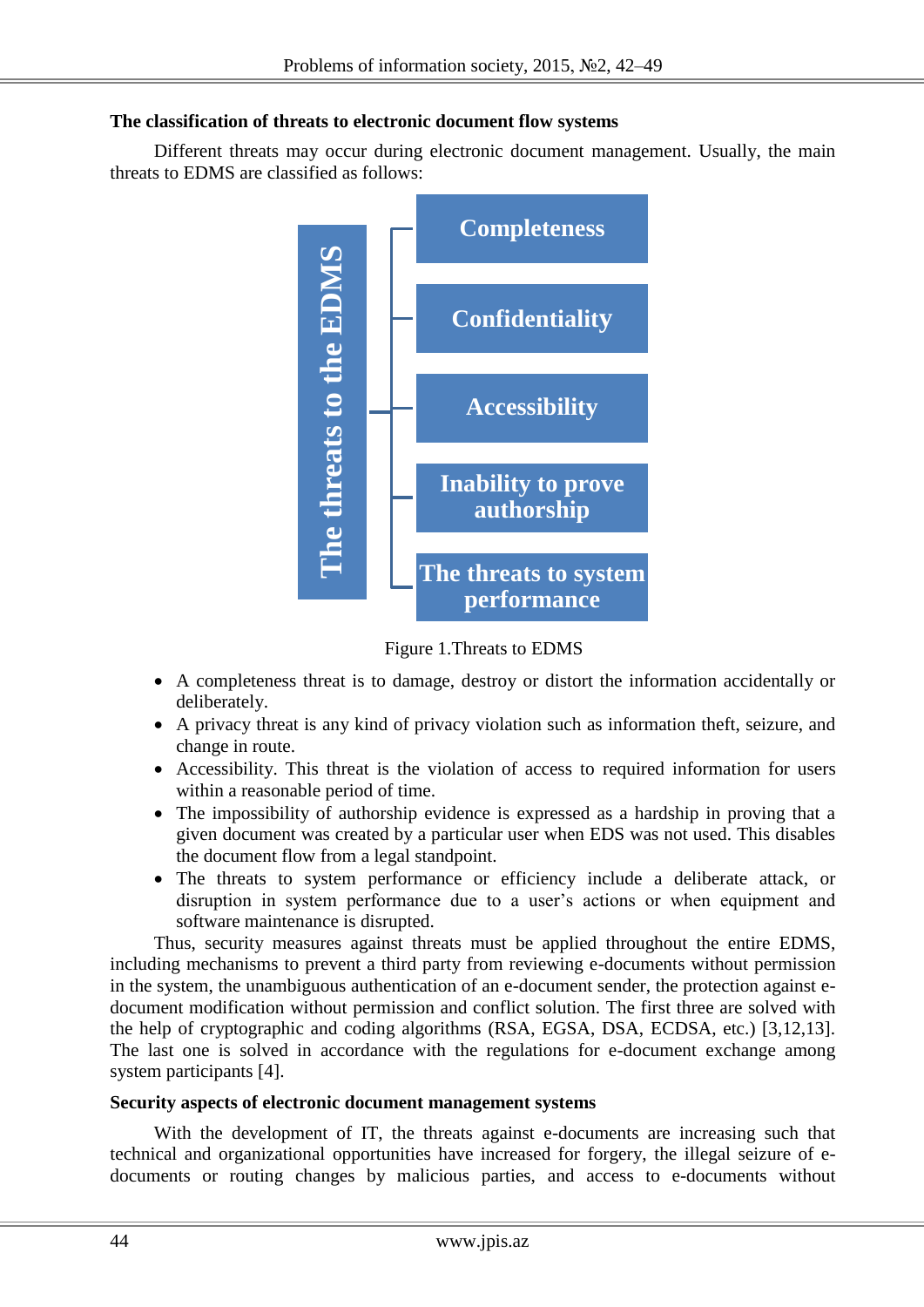### The classification of threats to electronic document flow systems

Different threats may occur during electronic document management. Usually, the main threats to EDMS are classified as follows:

The threats to the EDMS

- Completeness
- Confidentiality
- Accessibility
- Inability to prove authorship
- The threats to system performance

Figure 1.Threats to EDMS

- A completeness threat is to damage, destroy or distort the information accidentally or deliberately.
- A privacy threat is any kind of privacy violation such as information theft, seizure, and change in route.
- Accessibility. This threat is the violation of access to required information for users within a reasonable period of time.
- The impossibility of authorship evidence is expressed as a hardship in proving that a given document was created by a particular user when EDS was not used. This disables the document flow from a legal standpoint.
- The threats to system performance or efficiency include a deliberate attack, or disruption in system performance due to a user's actions or when equipment and software maintenance is disrupted.

Thus, security measures against threats must be applied throughout the entire EDMS, including mechanisms to prevent a third party from reviewing e-documents without permission in the system, the unambiguous authentication of an e-document sender, the protection against e-document modification without permission and conflict solution. The first three are solved with the help of cryptographic and coding algorithms (RSA, EGSA, DSA, ECDSA, etc.) [3,12,13]. The last one is solved in accordance with the regulations for e-document exchange among system participants [4].

### Security aspects of electronic document management systems

With the development of IT, the threats against e-documents are increasing such that technical and organizational opportunities have increased for forgery, the illegal seizure of e-documents or routing changes by malicious parties, and access to e-documents without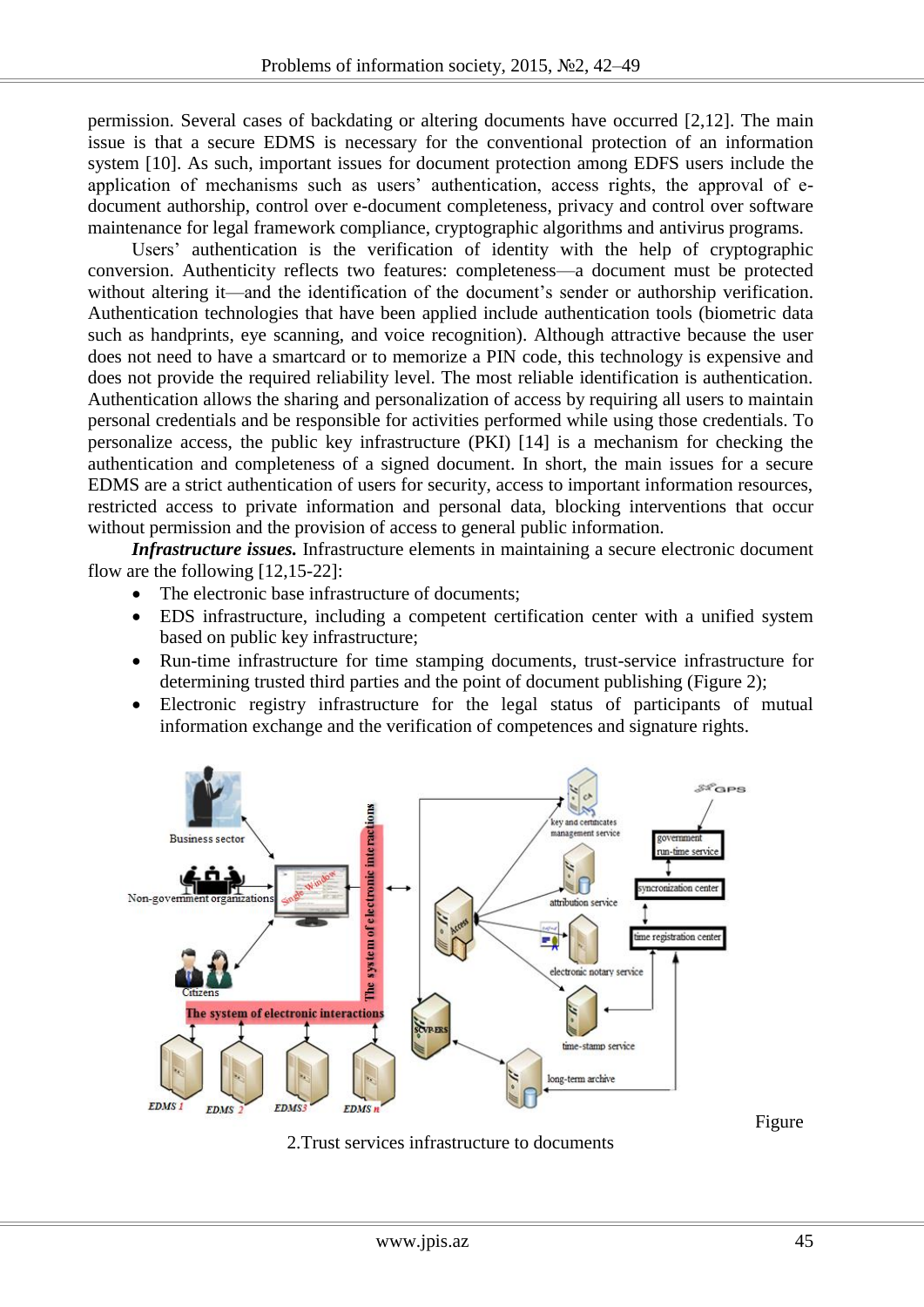permission. Several cases of backdating or altering documents have occurred [2,12]. The main issue is that a secure EDMS is necessary for the conventional protection of an information system [10]. As such, important issues for document protection among EDFS users include the application of mechanisms such as users' authentication, access rights, the approval of e-document authorship, control over e-document completeness, privacy and control over software maintenance for legal framework compliance, cryptographic algorithms and antivirus programs.

Users' authentication is the verification of identity with the help of cryptographic conversion. Authenticity reflects two features: completeness—a document must be protected without altering it—and the identification of the document's sender or authorship verification. Authentication technologies that have been applied include authentication tools (biometric data such as handprints, eye scanning, and voice recognition). Although attractive because the user does not need to have a smartcard or to memorize a PIN code, this technology is expensive and does not provide the required reliability level. The most reliable identification is authentication. Authentication allows the sharing and personalization of access by requiring all users to maintain personal credentials and be responsible for activities performed while using those credentials. To personalize access, the public key infrastructure (PKI) [14] is a mechanism for checking the authentication and completeness of a signed document. In short, the main issues for a secure EDMS are a strict authentication of users for security, access to important information resources, restricted access to private information and personal data, blocking interventions that occur without permission and the provision of access to general public information.

***Infrastructure issues.*** Infrastructure elements in maintaining a secure electronic document flow are the following [12,15-22]:

- The electronic base infrastructure of documents;
- EDS infrastructure, including a competent certification center with a unified system based on public key infrastructure;
- Run-time infrastructure for time stamping documents, trust-service infrastructure for determining trusted third parties and the point of document publishing (Figure 2);
- Electronic registry infrastructure for the legal status of participants of mutual information exchange and the verification of competences and signature rights.

Figure 2.Trust services infrastructure to documents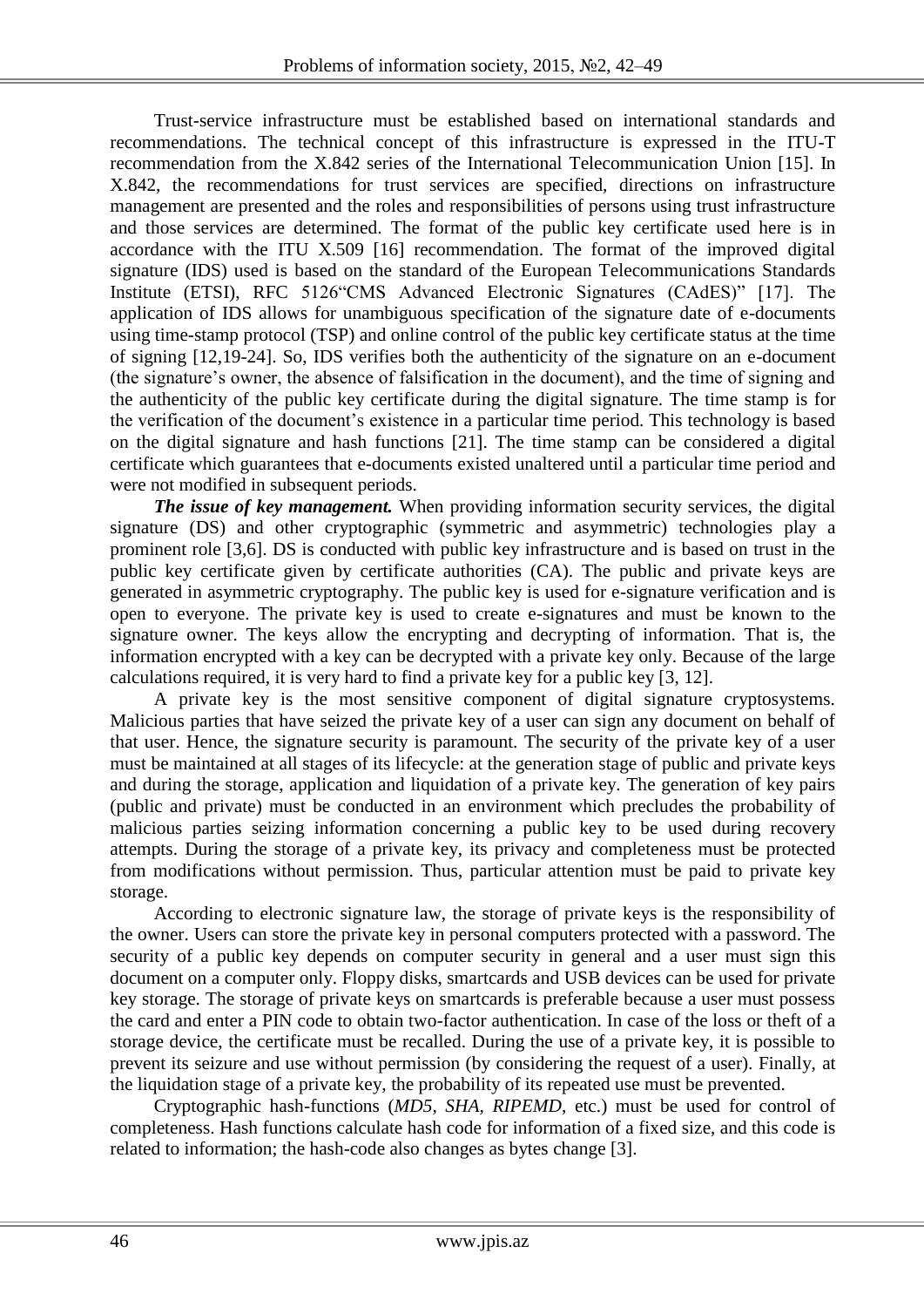Trust-service infrastructure must be established based on international standards and recommendations. The technical concept of this infrastructure is expressed in the ITU-T recommendation from the X.842 series of the International Telecommunication Union [15]. In X.842, the recommendations for trust services are specified, directions on infrastructure management are presented and the roles and responsibilities of persons using trust infrastructure and those services are determined. The format of the public key certificate used here is in accordance with the ITU X.509 [16] recommendation. The format of the improved digital signature (IDS) used is based on the standard of the European Telecommunications Standards Institute (ETSI), RFC 5126"CMS Advanced Electronic Signatures (CAdES)" [17]. The application of IDS allows for unambiguous specification of the signature date of e-documents using time-stamp protocol (TSP) and online control of the public key certificate status at the time of signing [12,19-24]. So, IDS verifies both the authenticity of the signature on an e-document (the signature's owner, the absence of falsification in the document), and the time of signing and the authenticity of the public key certificate during the digital signature. The time stamp is for the verification of the document's existence in a particular time period. This technology is based on the digital signature and hash functions [21]. The time stamp can be considered a digital certificate which guarantees that e-documents existed unaltered until a particular time period and were not modified in subsequent periods.

***The issue of key management.*** When providing information security services, the digital signature (DS) and other cryptographic (symmetric and asymmetric) technologies play a prominent role [3,6]. DS is conducted with public key infrastructure and is based on trust in the public key certificate given by certificate authorities (CA). The public and private keys are generated in asymmetric cryptography. The public key is used for e-signature verification and is open to everyone. The private key is used to create e-signatures and must be known to the signature owner. The keys allow the encrypting and decrypting of information. That is, the information encrypted with a key can be decrypted with a private key only. Because of the large calculations required, it is very hard to find a private key for a public key [3, 12].

A private key is the most sensitive component of digital signature cryptosystems. Malicious parties that have seized the private key of a user can sign any document on behalf of that user. Hence, the signature security is paramount. The security of the private key of a user must be maintained at all stages of its lifecycle: at the generation stage of public and private keys and during the storage, application and liquidation of a private key. The generation of key pairs (public and private) must be conducted in an environment which precludes the probability of malicious parties seizing information concerning a public key to be used during recovery attempts. During the storage of a private key, its privacy and completeness must be protected from modifications without permission. Thus, particular attention must be paid to private key storage.

According to electronic signature law, the storage of private keys is the responsibility of the owner. Users can store the private key in personal computers protected with a password. The security of a public key depends on computer security in general and a user must sign this document on a computer only. Floppy disks, smartcards and USB devices can be used for private key storage. The storage of private keys on smartcards is preferable because a user must possess the card and enter a PIN code to obtain two-factor authentication. In case of the loss or theft of a storage device, the certificate must be recalled. During the use of a private key, it is possible to prevent its seizure and use without permission (by considering the request of a user). Finally, at the liquidation stage of a private key, the probability of its repeated use must be prevented.

Cryptographic hash-functions (*MD5, SHA, RIPEMD*, etc.) must be used for control of completeness. Hash functions calculate hash code for information of a fixed size, and this code is related to information; the hash-code also changes as bytes change [3].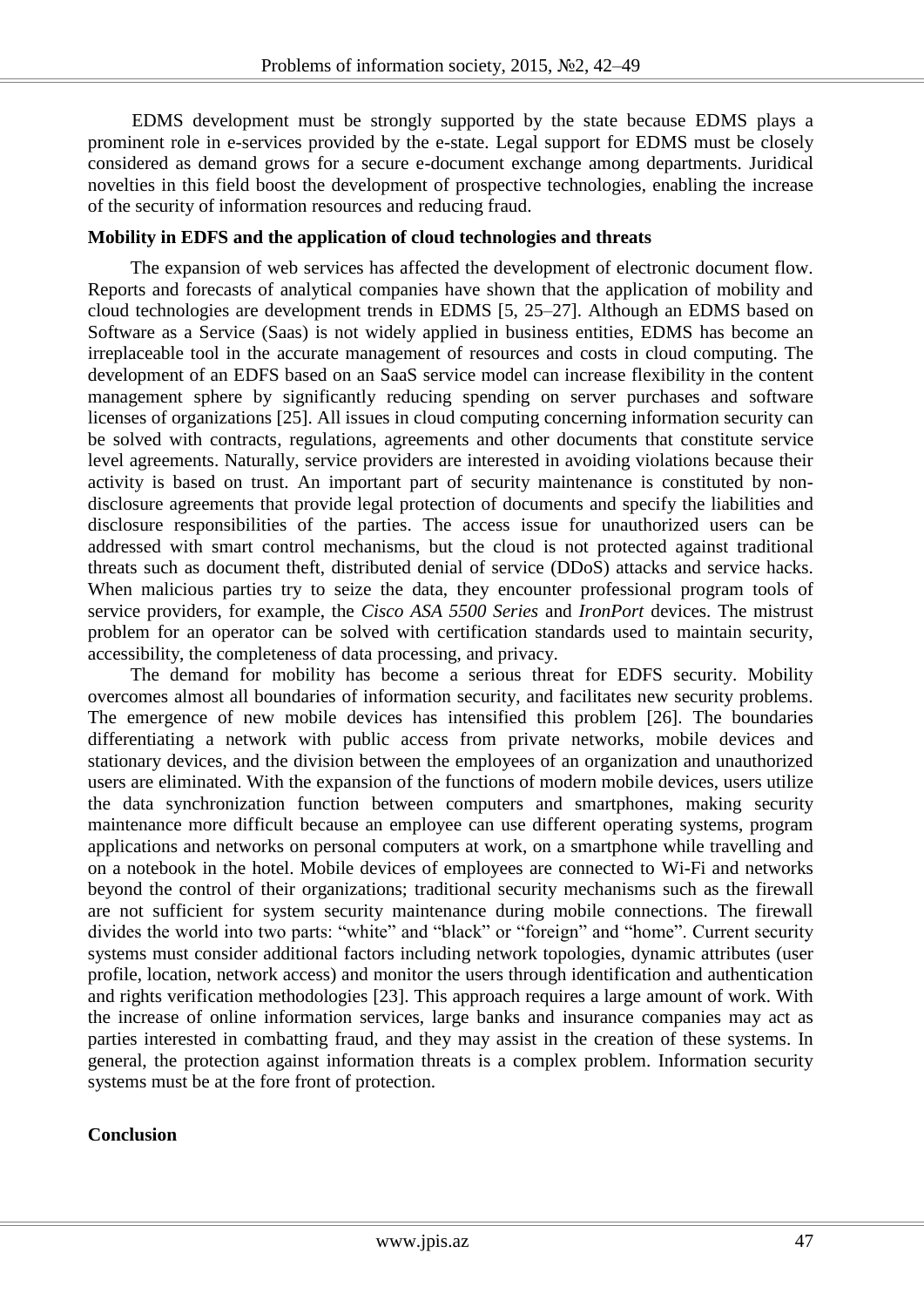EDMS development must be strongly supported by the state because EDMS plays a prominent role in e-services provided by the e-state. Legal support for EDMS must be closely considered as demand grows for a secure e-document exchange among departments. Juridical novelties in this field boost the development of prospective technologies, enabling the increase of the security of information resources and reducing fraud.

**Mobility in EDFS and the application of cloud technologies and threats**

The expansion of web services has affected the development of electronic document flow. Reports and forecasts of analytical companies have shown that the application of mobility and cloud technologies are development trends in EDMS [5, 25–27]. Although an EDMS based on Software as a Service (Saas) is not widely applied in business entities, EDMS has become an irreplaceable tool in the accurate management of resources and costs in cloud computing. The development of an EDFS based on an SaaS service model can increase flexibility in the content management sphere by significantly reducing spending on server purchases and software licenses of organizations [25]. All issues in cloud computing concerning information security can be solved with contracts, regulations, agreements and other documents that constitute service level agreements. Naturally, service providers are interested in avoiding violations because their activity is based on trust. An important part of security maintenance is constituted by non-disclosure agreements that provide legal protection of documents and specify the liabilities and disclosure responsibilities of the parties. The access issue for unauthorized users can be addressed with smart control mechanisms, but the cloud is not protected against traditional threats such as document theft, distributed denial of service (DDoS) attacks and service hacks. When malicious parties try to seize the data, they encounter professional program tools of service providers, for example, the *Cisco ASA 5500 Series* and *IronPort* devices. The mistrust problem for an operator can be solved with certification standards used to maintain security, accessibility, the completeness of data processing, and privacy.

The demand for mobility has become a serious threat for EDFS security. Mobility overcomes almost all boundaries of information security, and facilitates new security problems. The emergence of new mobile devices has intensified this problem [26]. The boundaries differentiating a network with public access from private networks, mobile devices and stationary devices, and the division between the employees of an organization and unauthorized users are eliminated. With the expansion of the functions of modern mobile devices, users utilize the data synchronization function between computers and smartphones, making security maintenance more difficult because an employee can use different operating systems, program applications and networks on personal computers at work, on a smartphone while travelling and on a notebook in the hotel. Mobile devices of employees are connected to Wi-Fi and networks beyond the control of their organizations; traditional security mechanisms such as the firewall are not sufficient for system security maintenance during mobile connections. The firewall divides the world into two parts: "white" and "black" or "foreign" and "home". Current security systems must consider additional factors including network topologies, dynamic attributes (user profile, location, network access) and monitor the users through identification and authentication and rights verification methodologies [23]. This approach requires a large amount of work. With the increase of online information services, large banks and insurance companies may act as parties interested in combatting fraud, and they may assist in the creation of these systems. In general, the protection against information threats is a complex problem. Information security systems must be at the fore front of protection.

**Conclusion**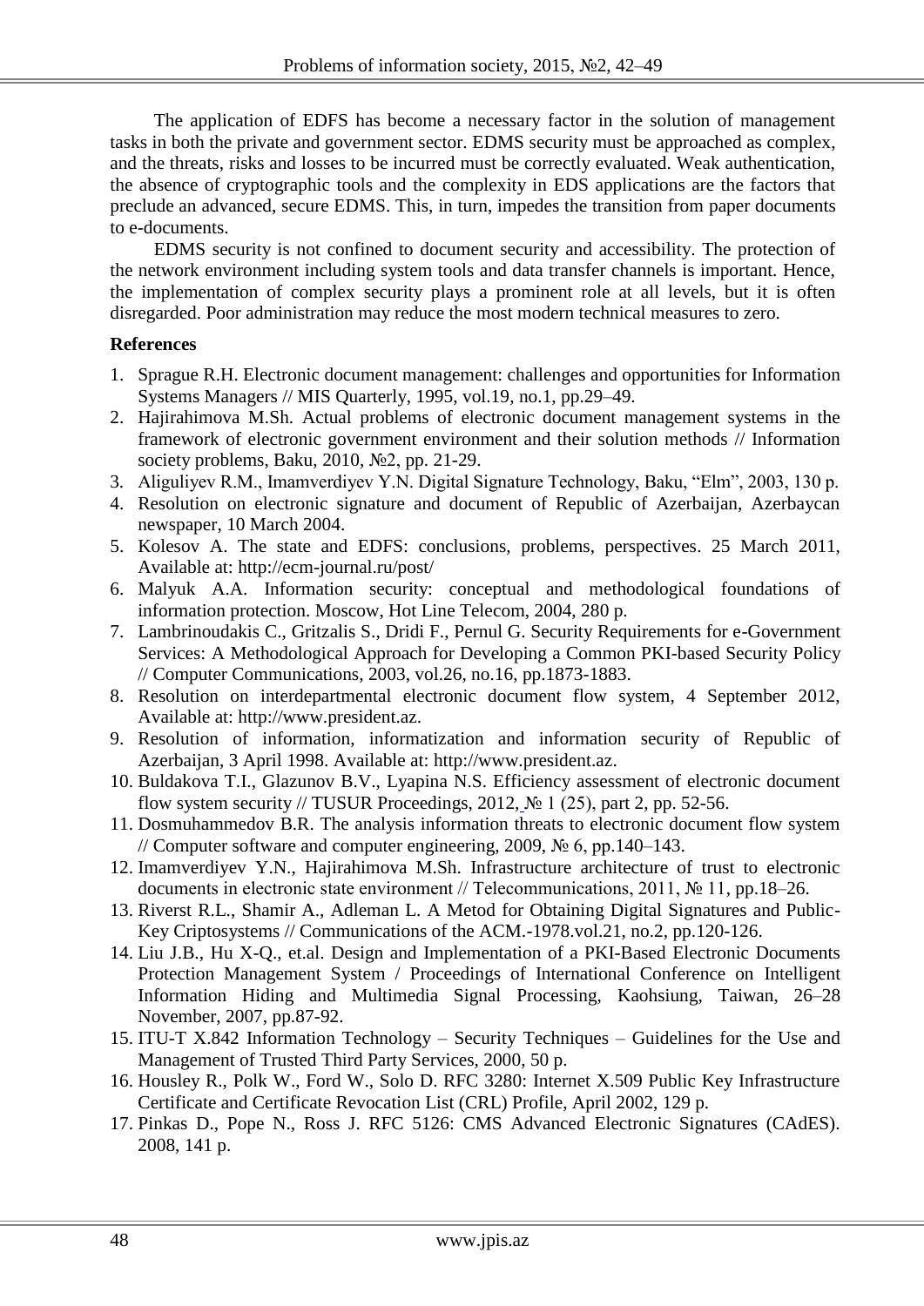The application of EDFS has become a necessary factor in the solution of management tasks in both the private and government sector. EDMS security must be approached as complex, and the threats, risks and losses to be incurred must be correctly evaluated. Weak authentication, the absence of cryptographic tools and the complexity in EDS applications are the factors that preclude an advanced, secure EDMS. This, in turn, impedes the transition from paper documents to e-documents.

EDMS security is not confined to document security and accessibility. The protection of the network environment including system tools and data transfer channels is important. Hence, the implementation of complex security plays a prominent role at all levels, but it is often disregarded. Poor administration may reduce the most modern technical measures to zero.

**References**

1. Sprague R.H. Electronic document management: challenges and opportunities for Information Systems Managers // MIS Quarterly, 1995, vol.19, no.1, pp.29–49.
2. Hajirahimova M.Sh. Actual problems of electronic document management systems in the framework of electronic government environment and their solution methods // Information society problems, Baku, 2010, №2, pp. 21-29.
3. Aliguliyev R.M., Imamverdiyev Y.N. Digital Signature Technology, Baku, "Elm", 2003, 130 p.
4. Resolution on electronic signature and document of Republic of Azerbaijan, Azerbaycan newspaper, 10 March 2004.
5. Kolesov A. The state and EDFS: conclusions, problems, perspectives. 25 March 2011, Available at: http://ecm-journal.ru/post/
6. Malyuk A.A. Information security: conceptual and methodological foundations of information protection. Moscow, Hot Line Telecom, 2004, 280 p.
7. Lambrinoudakis C., Gritzalis S., Dridi F., Pernul G. Security Requirements for e-Government Services: A Methodological Approach for Developing a Common PKI-based Security Policy // Computer Communications, 2003, vol.26, no.16, pp.1873-1883.
8. Resolution on interdepartmental electronic document flow system, 4 September 2012, Available at: http://www.president.az.
9. Resolution of information, informatization and information security of Republic of Azerbaijan, 3 April 1998. Available at: http://www.president.az.
10. Buldakova T.I., Glazunov B.V., Lyapina N.S. Efficiency assessment of electronic document flow system security // TUSUR Proceedings, 2012, № 1 (25), part 2, pp. 52-56.
11. Dosmuhammedov B.R. The analysis information threats to electronic document flow system // Computer software and computer engineering, 2009, № 6, pp.140–143.
12. Imamverdiyev Y.N., Hajirahimova M.Sh. Infrastructure architecture of trust to electronic documents in electronic state environment // Telecommunications, 2011, № 11, pp.18–26.
13. Riverst R.L., Shamir A., Adleman L. A Metod for Obtaining Digital Signatures and Public-Key Criptosystems // Communications of the ACM.-1978.vol.21, no.2, pp.120-126.
14. Liu J.B., Hu X-Q., et.al. Design and Implementation of a PKI-Based Electronic Documents Protection Management System / Proceedings of International Conference on Intelligent Information Hiding and Multimedia Signal Processing, Kaohsiung, Taiwan, 26–28 November, 2007, pp.87-92.
15. ITU-T X.842 Information Technology – Security Techniques – Guidelines for the Use and Management of Trusted Third Party Services, 2000, 50 p.
16. Housley R., Polk W., Ford W., Solo D. RFC 3280: Internet X.509 Public Key Infrastructure Certificate and Certificate Revocation List (CRL) Profile, April 2002, 129 p.
17. Pinkas D., Pope N., Ross J. RFC 5126: CMS Advanced Electronic Signatures (CAdES). 2008, 141 p.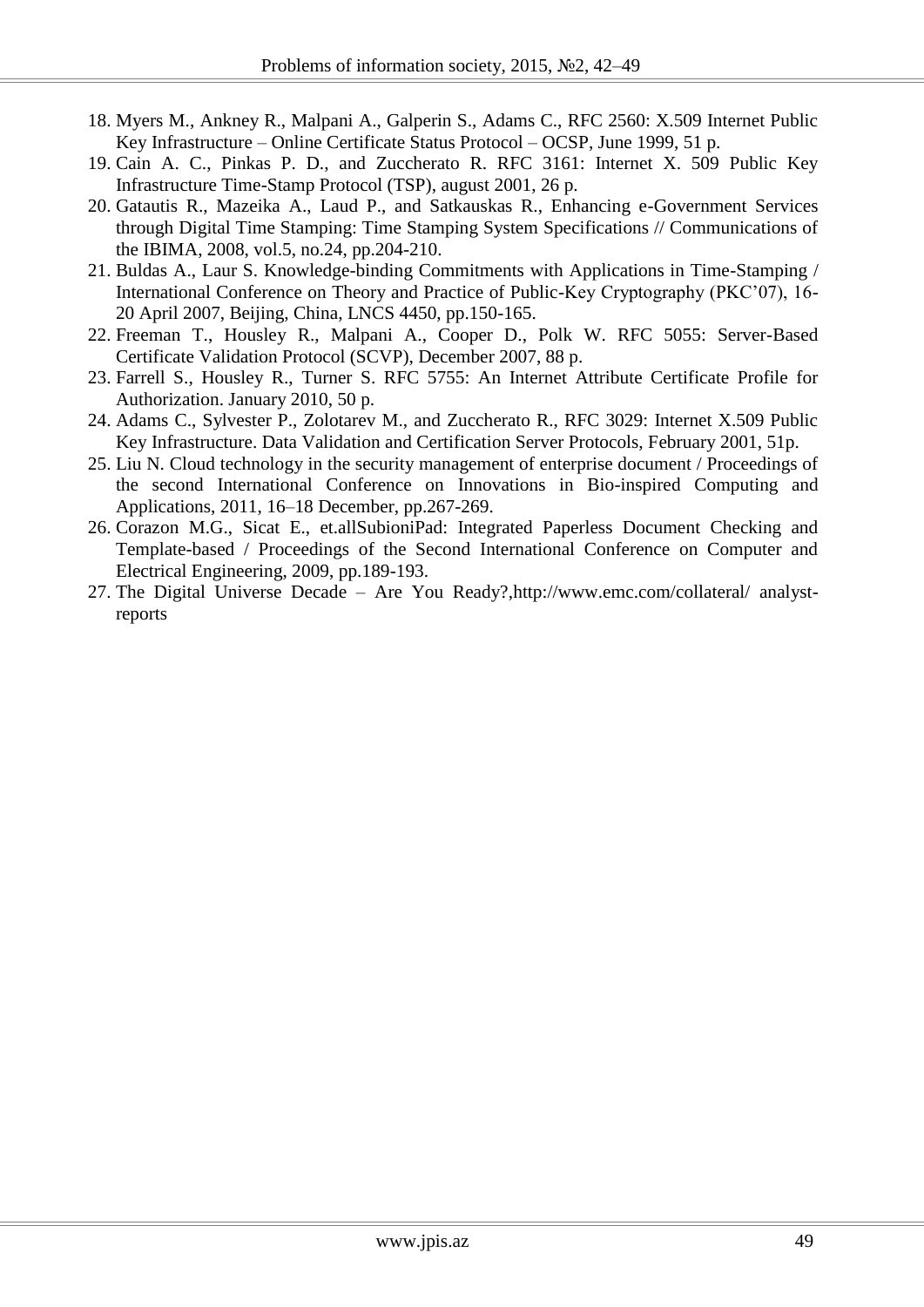18. Myers M., Ankney R., Malpani A., Galperin S., Adams C., RFC 2560: X.509 Internet Public Key Infrastructure – Online Certificate Status Protocol – OCSP, June 1999, 51 p.
19. Cain A. C., Pinkas P. D., and Zuccherato R. RFC 3161: Internet X. 509 Public Key Infrastructure Time-Stamp Protocol (TSP), august 2001, 26 p.
20. Gatautis R., Mazeika A., Laud P., and Satkauskas R., Enhancing e-Government Services through Digital Time Stamping: Time Stamping System Specifications // Communications of the IBIMA, 2008, vol.5, no.24, pp.204-210.
21. Buldas A., Laur S. Knowledge-binding Commitments with Applications in Time-Stamping / International Conference on Theory and Practice of Public-Key Cryptography (PKC'07), 16-20 April 2007, Beijing, China, LNCS 4450, pp.150-165.
22. Freeman T., Housley R., Malpani A., Cooper D., Polk W. RFC 5055: Server-Based Certificate Validation Protocol (SCVP), December 2007, 88 p.
23. Farrell S., Housley R., Turner S. RFC 5755: An Internet Attribute Certificate Profile for Authorization. January 2010, 50 p.
24. Adams C., Sylvester P., Zolotarev M., and Zuccherato R., RFC 3029: Internet X.509 Public Key Infrastructure. Data Validation and Certification Server Protocols, February 2001, 51p.
25. Liu N. Cloud technology in the security management of enterprise document / Proceedings of the second International Conference on Innovations in Bio-inspired Computing and Applications, 2011, 16–18 December, pp.267-269.
26. Corazon M.G., Sicat E., et.allSubioniPad: Integrated Paperless Document Checking and Template-based / Proceedings of the Second International Conference on Computer and Electrical Engineering, 2009, pp.189-193.
27. The Digital Universe Decade – Are You Ready?,http://www.emc.com/collateral/ analyst-reports